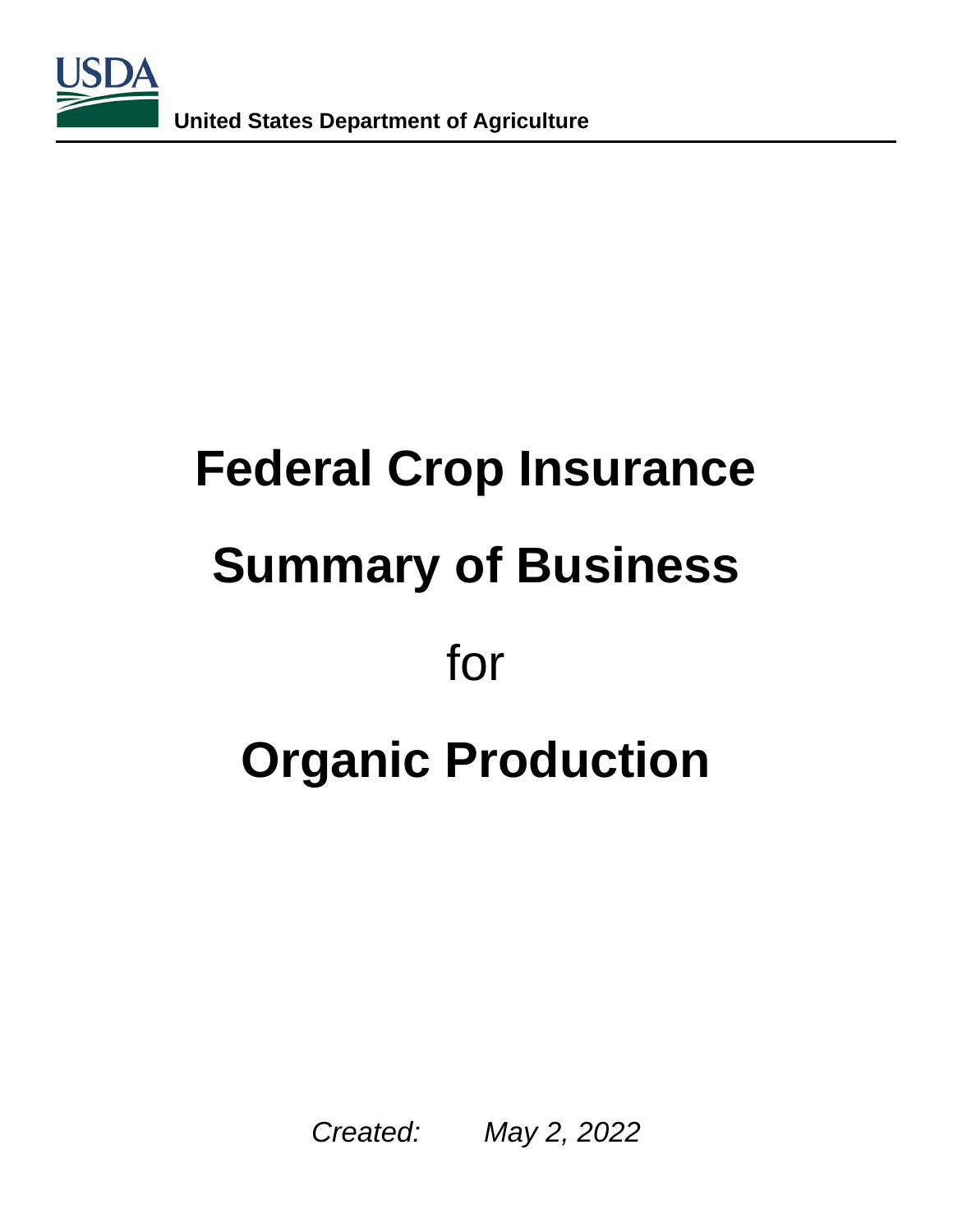USDA

**United States Department of Agriculture**

# Federal Crop Insurance

# Summary of Business

for

# Organic Production

*Created: May 2, 2022*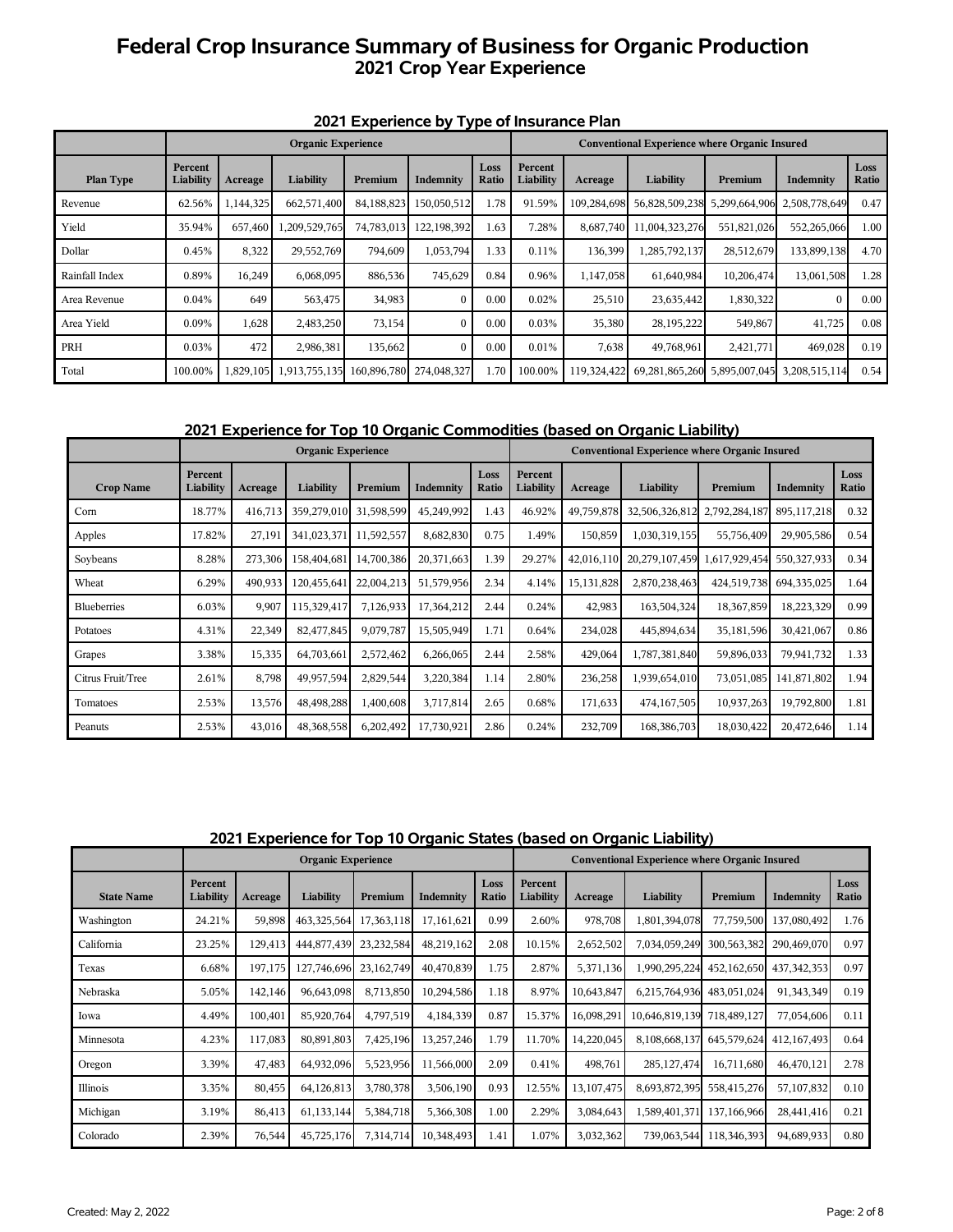# Federal Crop Insurance Summary of Business for Organic Production
## 2021 Crop Year Experience

### 2021 Experience by Type of Insurance Plan

| | Organic Experience | | | | | | Conventional Experience where Organic Insured | | | | | |
|---|---|---|---|---|---|---|---|---|---|---|---|---|
| Plan Type | Percent Liability | Acreage | Liability | Premium | Indemnity | Loss Ratio | Percent Liability | Acreage | Liability | Premium | Indemnity | Loss Ratio |
| Revenue | 62.56% | 1,144,325 | 662,571,400 | 84,188,823 | 150,050,512 | 1.78 | 91.59% | 109,284,698 | 56,828,509,238 | 5,299,664,906 | 2,508,778,649 | 0.47 |
| Yield | 35.94% | 657,460 | 1,209,529,765 | 74,783,013 | 122,198,392 | 1.63 | 7.28% | 8,687,740 | 11,004,323,276 | 551,821,026 | 552,265,066 | 1.00 |
| Dollar | 0.45% | 8,322 | 29,552,769 | 794,609 | 1,053,794 | 1.33 | 0.11% | 136,399 | 1,285,792,137 | 28,512,679 | 133,899,138 | 4.70 |
| Rainfall Index | 0.89% | 16,249 | 6,068,095 | 886,536 | 745,629 | 0.84 | 0.96% | 1,147,058 | 61,640,984 | 10,206,474 | 13,061,508 | 1.28 |
| Area Revenue | 0.04% | 649 | 563,475 | 34,983 | 0 | 0.00 | 0.02% | 25,510 | 23,635,442 | 1,830,322 | 0 | 0.00 |
| Area Yield | 0.09% | 1,628 | 2,483,250 | 73,154 | 0 | 0.00 | 0.03% | 35,380 | 28,195,222 | 549,867 | 41,725 | 0.08 |
| PRH | 0.03% | 472 | 2,986,381 | 135,662 | 0 | 0.00 | 0.01% | 7,638 | 49,768,961 | 2,421,771 | 469,028 | 0.19 |
| Total | 100.00% | 1,829,105 | 1,913,755,135 | 160,896,780 | 274,048,327 | 1.70 | 100.00% | 119,324,422 | 69,281,865,260 | 5,895,007,045 | 3,208,515,114 | 0.54 |

### 2021 Experience for Top 10 Organic Commodities (based on Organic Liability)

| | Organic Experience | | | | | | Conventional Experience where Organic Insured | | | | | |
|---|---|---|---|---|---|---|---|---|---|---|---|---|
| Crop Name | Percent Liability | Acreage | Liability | Premium | Indemnity | Loss Ratio | Percent Liability | Acreage | Liability | Premium | Indemnity | Loss Ratio |
| Corn | 18.77% | 416,713 | 359,279,010 | 31,598,599 | 45,249,992 | 1.43 | 46.92% | 49,759,878 | 32,506,326,812 | 2,792,284,187 | 895,117,218 | 0.32 |
| Apples | 17.82% | 27,191 | 341,023,371 | 11,592,557 | 8,682,830 | 0.75 | 1.49% | 150,859 | 1,030,319,155 | 55,756,409 | 29,905,586 | 0.54 |
| Soybeans | 8.28% | 273,306 | 158,404,681 | 14,700,386 | 20,371,663 | 1.39 | 29.27% | 42,016,110 | 20,279,107,459 | 1,617,929,454 | 550,327,933 | 0.34 |
| Wheat | 6.29% | 490,933 | 120,455,641 | 22,004,213 | 51,579,956 | 2.34 | 4.14% | 15,131,828 | 2,870,238,463 | 424,519,738 | 694,335,025 | 1.64 |
| Blueberries | 6.03% | 9,907 | 115,329,417 | 7,126,933 | 17,364,212 | 2.44 | 0.24% | 42,983 | 163,504,324 | 18,367,859 | 18,223,329 | 0.99 |
| Potatoes | 4.31% | 22,349 | 82,477,845 | 9,079,787 | 15,505,949 | 1.71 | 0.64% | 234,028 | 445,894,634 | 35,181,596 | 30,421,067 | 0.86 |
| Grapes | 3.38% | 15,335 | 64,703,661 | 2,572,462 | 6,266,065 | 2.44 | 2.58% | 429,064 | 1,787,381,840 | 59,896,033 | 79,941,732 | 1.33 |
| Citrus Fruit/Tree | 2.61% | 8,798 | 49,957,594 | 2,829,544 | 3,220,384 | 1.14 | 2.80% | 236,258 | 1,939,654,010 | 73,051,085 | 141,871,802 | 1.94 |
| Tomatoes | 2.53% | 13,576 | 48,498,288 | 1,400,608 | 3,717,814 | 2.65 | 0.68% | 171,633 | 474,167,505 | 10,937,263 | 19,792,800 | 1.81 |
| Peanuts | 2.53% | 43,016 | 48,368,558 | 6,202,492 | 17,730,921 | 2.86 | 0.24% | 232,709 | 168,386,703 | 18,030,422 | 20,472,646 | 1.14 |

### 2021 Experience for Top 10 Organic States (based on Organic Liability)

| | Organic Experience | | | | | | Conventional Experience where Organic Insured | | | | | |
|---|---|---|---|---|---|---|---|---|---|---|---|---|
| State Name | Percent Liability | Acreage | Liability | Premium | Indemnity | Loss Ratio | Percent Liability | Acreage | Liability | Premium | Indemnity | Loss Ratio |
| Washington | 24.21% | 59,898 | 463,325,564 | 17,363,118 | 17,161,621 | 0.99 | 2.60% | 978,708 | 1,801,394,078 | 77,759,500 | 137,080,492 | 1.76 |
| California | 23.25% | 129,413 | 444,877,439 | 23,232,584 | 48,219,162 | 2.08 | 10.15% | 2,652,502 | 7,034,059,249 | 300,563,382 | 290,469,070 | 0.97 |
| Texas | 6.68% | 197,175 | 127,746,696 | 23,162,749 | 40,470,839 | 1.75 | 2.87% | 5,371,136 | 1,990,295,224 | 452,162,650 | 437,342,353 | 0.97 |
| Nebraska | 5.05% | 142,146 | 96,643,098 | 8,713,850 | 10,294,586 | 1.18 | 8.97% | 10,643,847 | 6,215,764,936 | 483,051,024 | 91,343,349 | 0.19 |
| Iowa | 4.49% | 100,401 | 85,920,764 | 4,797,519 | 4,184,339 | 0.87 | 15.37% | 16,098,291 | 10,646,819,139 | 718,489,127 | 77,054,606 | 0.11 |
| Minnesota | 4.23% | 117,083 | 80,891,803 | 7,425,196 | 13,257,246 | 1.79 | 11.70% | 14,220,045 | 8,108,668,137 | 645,579,624 | 412,167,493 | 0.64 |
| Oregon | 3.39% | 47,483 | 64,932,096 | 5,523,956 | 11,566,000 | 2.09 | 0.41% | 498,761 | 285,127,474 | 16,711,680 | 46,470,121 | 2.78 |
| Illinois | 3.35% | 80,455 | 64,126,813 | 3,780,378 | 3,506,190 | 0.93 | 12.55% | 13,107,475 | 8,693,872,395 | 558,415,276 | 57,107,832 | 0.10 |
| Michigan | 3.19% | 86,413 | 61,133,144 | 5,384,718 | 5,366,308 | 1.00 | 2.29% | 3,084,643 | 1,589,401,371 | 137,166,966 | 28,441,416 | 0.21 |
| Colorado | 2.39% | 76,544 | 45,725,176 | 7,314,714 | 10,348,493 | 1.41 | 1.07% | 3,032,362 | 739,063,544 | 118,346,393 | 94,689,933 | 0.80 |

Created: May 2, 2022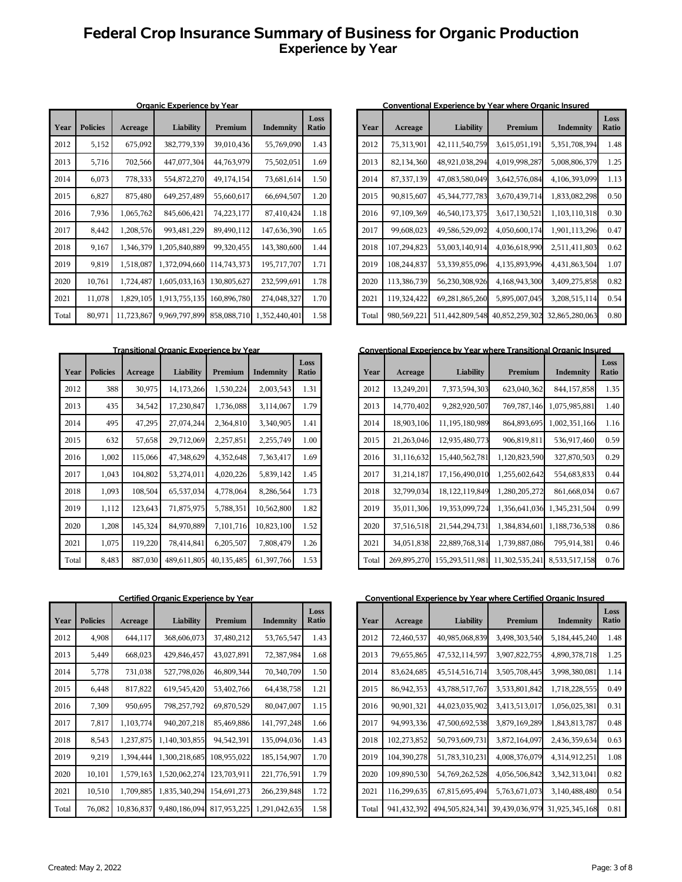# Federal Crop Insurance Summary of Business for Organic Production
## Experience by Year

### Organic Experience by Year

| Year | Policies | Acreage | Liability | Premium | Indemnity | Loss Ratio |
|---|---|---|---|---|---|---|
| 2012 | 5,152 | 675,092 | 382,779,339 | 39,010,436 | 55,769,090 | 1.43 |
| 2013 | 5,716 | 702,566 | 447,077,304 | 44,763,979 | 75,502,051 | 1.69 |
| 2014 | 6,073 | 778,333 | 554,872,270 | 49,174,154 | 73,681,614 | 1.50 |
| 2015 | 6,827 | 875,480 | 649,257,489 | 55,660,617 | 66,694,507 | 1.20 |
| 2016 | 7,936 | 1,065,762 | 845,606,421 | 74,223,177 | 87,410,424 | 1.18 |
| 2017 | 8,442 | 1,208,576 | 993,481,229 | 89,490,112 | 147,636,390 | 1.65 |
| 2018 | 9,167 | 1,346,379 | 1,205,840,889 | 99,320,455 | 143,380,600 | 1.44 |
| 2019 | 9,819 | 1,518,087 | 1,372,094,660 | 114,743,373 | 195,717,707 | 1.71 |
| 2020 | 10,761 | 1,724,487 | 1,605,033,163 | 130,805,627 | 232,599,691 | 1.78 |
| 2021 | 11,078 | 1,829,105 | 1,913,755,135 | 160,896,780 | 274,048,327 | 1.70 |
| Total | 80,971 | 11,723,867 | 9,969,797,899 | 858,088,710 | 1,352,440,401 | 1.58 |

### Conventional Experience by Year where Organic Insured

| Year | Acreage | Liability | Premium | Indemnity | Loss Ratio |
|---|---|---|---|---|---|
| 2012 | 75,313,901 | 42,111,540,759 | 3,615,051,191 | 5,351,708,394 | 1.48 |
| 2013 | 82,134,360 | 48,921,038,294 | 4,019,998,287 | 5,008,806,379 | 1.25 |
| 2014 | 87,337,139 | 47,083,580,049 | 3,642,576,084 | 4,106,393,099 | 1.13 |
| 2015 | 90,815,607 | 45,344,777,783 | 3,670,439,714 | 1,833,082,298 | 0.50 |
| 2016 | 97,109,369 | 46,540,173,375 | 3,617,130,521 | 1,103,110,318 | 0.30 |
| 2017 | 99,608,023 | 49,586,529,092 | 4,050,600,174 | 1,901,113,296 | 0.47 |
| 2018 | 107,294,823 | 53,003,140,914 | 4,036,618,990 | 2,511,411,803 | 0.62 |
| 2019 | 108,244,837 | 53,339,855,096 | 4,135,893,996 | 4,431,863,504 | 1.07 |
| 2020 | 113,386,739 | 56,230,308,926 | 4,168,943,300 | 3,409,275,858 | 0.82 |
| 2021 | 119,324,422 | 69,281,865,260 | 5,895,007,045 | 3,208,515,114 | 0.54 |
| Total | 980,569,221 | 511,442,809,548 | 40,852,259,302 | 32,865,280,063 | 0.80 |

### Transitional Organic Experience by Year

| Year | Policies | Acreage | Liability | Premium | Indemnity | Loss Ratio |
|---|---|---|---|---|---|---|
| 2012 | 388 | 30,975 | 14,173,266 | 1,530,224 | 2,003,543 | 1.31 |
| 2013 | 435 | 34,542 | 17,230,847 | 1,736,088 | 3,114,067 | 1.79 |
| 2014 | 495 | 47,295 | 27,074,244 | 2,364,810 | 3,340,905 | 1.41 |
| 2015 | 632 | 57,658 | 29,712,069 | 2,257,851 | 2,255,749 | 1.00 |
| 2016 | 1,002 | 115,066 | 47,348,629 | 4,352,648 | 7,363,417 | 1.69 |
| 2017 | 1,043 | 104,802 | 53,274,011 | 4,020,226 | 5,839,142 | 1.45 |
| 2018 | 1,093 | 108,504 | 65,537,034 | 4,778,064 | 8,286,564 | 1.73 |
| 2019 | 1,112 | 123,643 | 71,875,975 | 5,788,351 | 10,562,800 | 1.82 |
| 2020 | 1,208 | 145,324 | 84,970,889 | 7,101,716 | 10,823,100 | 1.52 |
| 2021 | 1,075 | 119,220 | 78,414,841 | 6,205,507 | 7,808,479 | 1.26 |
| Total | 8,483 | 887,030 | 489,611,805 | 40,135,485 | 61,397,766 | 1.53 |

### Conventional Experience by Year where Transitional Organic Insured

| Year | Acreage | Liability | Premium | Indemnity | Loss Ratio |
|---|---|---|---|---|---|
| 2012 | 13,249,201 | 7,373,594,303 | 623,040,362 | 844,157,858 | 1.35 |
| 2013 | 14,770,402 | 9,282,920,507 | 769,787,146 | 1,075,985,881 | 1.40 |
| 2014 | 18,903,106 | 11,195,180,989 | 864,893,695 | 1,002,351,166 | 1.16 |
| 2015 | 21,263,046 | 12,935,480,773 | 906,819,811 | 536,917,460 | 0.59 |
| 2016 | 31,116,632 | 15,440,562,781 | 1,120,823,590 | 327,870,503 | 0.29 |
| 2017 | 31,214,187 | 17,156,490,010 | 1,255,602,642 | 554,683,833 | 0.44 |
| 2018 | 32,799,034 | 18,122,119,849 | 1,280,205,272 | 861,668,034 | 0.67 |
| 2019 | 35,011,306 | 19,353,099,724 | 1,356,641,036 | 1,345,231,504 | 0.99 |
| 2020 | 37,516,518 | 21,544,294,731 | 1,384,834,601 | 1,188,736,538 | 0.86 |
| 2021 | 34,051,838 | 22,889,768,314 | 1,739,887,086 | 795,914,381 | 0.46 |
| Total | 269,895,270 | 155,293,511,981 | 11,302,535,241 | 8,533,517,158 | 0.76 |

### Certified Organic Experience by Year

| Year | Policies | Acreage | Liability | Premium | Indemnity | Loss Ratio |
|---|---|---|---|---|---|---|
| 2012 | 4,908 | 644,117 | 368,606,073 | 37,480,212 | 53,765,547 | 1.43 |
| 2013 | 5,449 | 668,023 | 429,846,457 | 43,027,891 | 72,387,984 | 1.68 |
| 2014 | 5,778 | 731,038 | 527,798,026 | 46,809,344 | 70,340,709 | 1.50 |
| 2015 | 6,448 | 817,822 | 619,545,420 | 53,402,766 | 64,438,758 | 1.21 |
| 2016 | 7,309 | 950,695 | 798,257,792 | 69,870,529 | 80,047,007 | 1.15 |
| 2017 | 7,817 | 1,103,774 | 940,207,218 | 85,469,886 | 141,797,248 | 1.66 |
| 2018 | 8,543 | 1,237,875 | 1,140,303,855 | 94,542,391 | 135,094,036 | 1.43 |
| 2019 | 9,219 | 1,394,444 | 1,300,218,685 | 108,955,022 | 185,154,907 | 1.70 |
| 2020 | 10,101 | 1,579,163 | 1,520,062,274 | 123,703,911 | 221,776,591 | 1.79 |
| 2021 | 10,510 | 1,709,885 | 1,835,340,294 | 154,691,273 | 266,239,848 | 1.72 |
| Total | 76,082 | 10,836,837 | 9,480,186,094 | 817,953,225 | 1,291,042,635 | 1.58 |

### Conventional Experience by Year where Certified Organic Insured

| Year | Acreage | Liability | Premium | Indemnity | Loss Ratio |
|---|---|---|---|---|---|
| 2012 | 72,460,537 | 40,985,068,839 | 3,498,303,540 | 5,184,445,240 | 1.48 |
| 2013 | 79,655,865 | 47,532,114,597 | 3,907,822,755 | 4,890,378,718 | 1.25 |
| 2014 | 83,624,685 | 45,514,516,714 | 3,505,708,445 | 3,998,380,081 | 1.14 |
| 2015 | 86,942,353 | 43,788,517,767 | 3,533,801,842 | 1,718,228,555 | 0.49 |
| 2016 | 90,901,321 | 44,023,035,902 | 3,413,513,017 | 1,056,025,381 | 0.31 |
| 2017 | 94,993,336 | 47,500,692,538 | 3,879,169,289 | 1,843,813,787 | 0.48 |
| 2018 | 102,273,852 | 50,793,609,731 | 3,872,164,097 | 2,436,359,634 | 0.63 |
| 2019 | 104,390,278 | 51,783,310,231 | 4,008,376,079 | 4,314,912,251 | 1.08 |
| 2020 | 109,890,530 | 54,769,262,528 | 4,056,506,842 | 3,342,313,041 | 0.82 |
| 2021 | 116,299,635 | 67,815,695,494 | 5,763,671,073 | 3,140,488,480 | 0.54 |
| Total | 941,432,392 | 494,505,824,341 | 39,439,036,979 | 31,925,345,168 | 0.81 |

Created: May 2, 2022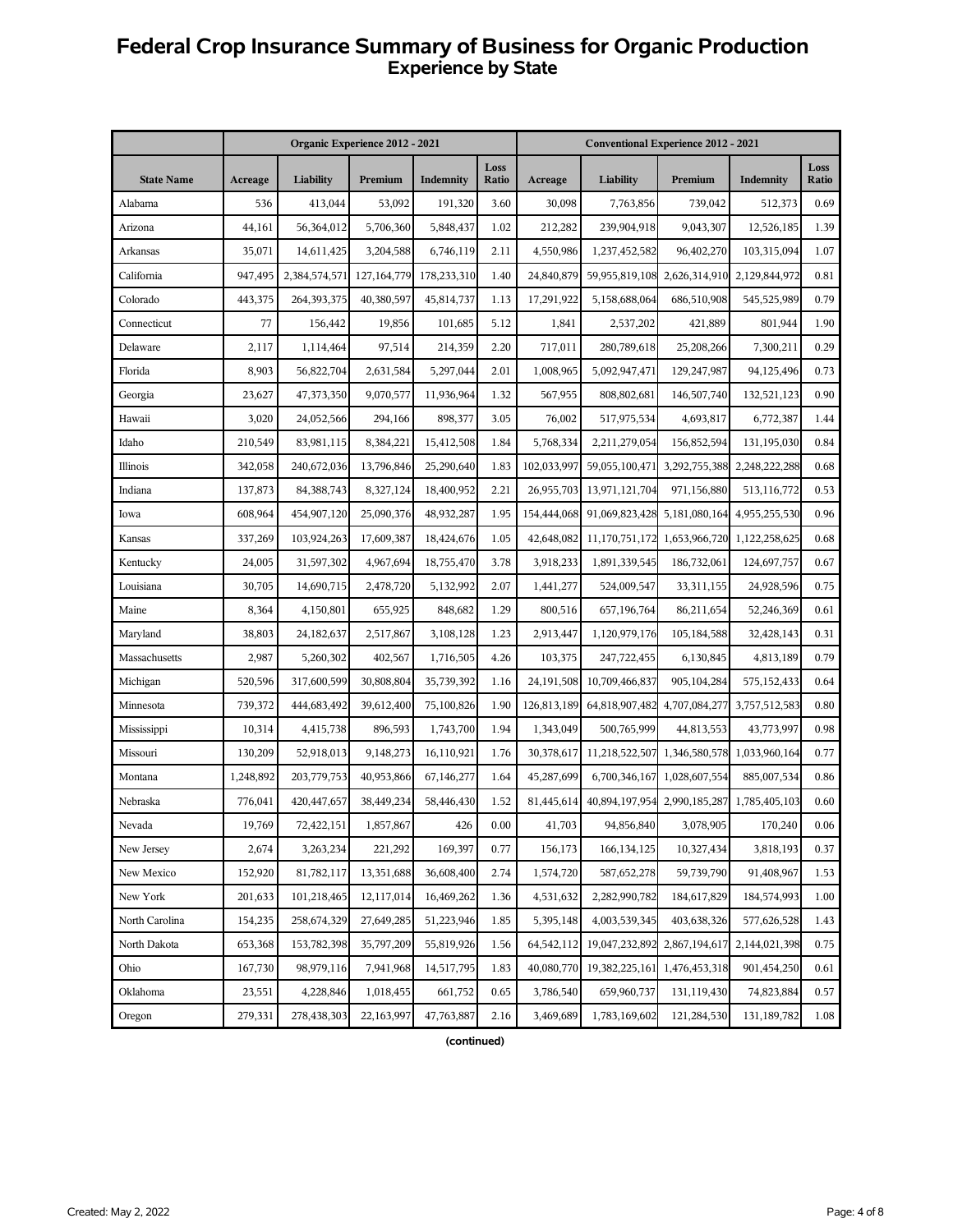# Federal Crop Insurance Summary of Business for Organic Production
## Experience by State

| State Name | Organic Experience 2012 - 2021 | | | | | Conventional Experience 2012 - 2021 | | | | |
|---|---|---|---|---|---|---|---|---|---|---|
| | Acreage | Liability | Premium | Indemnity | Loss Ratio | Acreage | Liability | Premium | Indemnity | Loss Ratio |
| Alabama | 536 | 413,044 | 53,092 | 191,320 | 3.60 | 30,098 | 7,763,856 | 739,042 | 512,373 | 0.69 |
| Arizona | 44,161 | 56,364,012 | 5,706,360 | 5,848,437 | 1.02 | 212,282 | 239,904,918 | 9,043,307 | 12,526,185 | 1.39 |
| Arkansas | 35,071 | 14,611,425 | 3,204,588 | 6,746,119 | 2.11 | 4,550,986 | 1,237,452,582 | 96,402,270 | 103,315,094 | 1.07 |
| California | 947,495 | 2,384,574,571 | 127,164,779 | 178,233,310 | 1.40 | 24,840,879 | 59,955,819,108 | 2,626,314,910 | 2,129,844,972 | 0.81 |
| Colorado | 443,375 | 264,393,375 | 40,380,597 | 45,814,737 | 1.13 | 17,291,922 | 5,158,688,064 | 686,510,908 | 545,525,989 | 0.79 |
| Connecticut | 77 | 156,442 | 19,856 | 101,685 | 5.12 | 1,841 | 2,537,202 | 421,889 | 801,944 | 1.90 |
| Delaware | 2,117 | 1,114,464 | 97,514 | 214,359 | 2.20 | 717,011 | 280,789,618 | 25,208,266 | 7,300,211 | 0.29 |
| Florida | 8,903 | 56,822,704 | 2,631,584 | 5,297,044 | 2.01 | 1,008,965 | 5,092,947,471 | 129,247,987 | 94,125,496 | 0.73 |
| Georgia | 23,627 | 47,373,350 | 9,070,577 | 11,936,964 | 1.32 | 567,955 | 808,802,681 | 146,507,740 | 132,521,123 | 0.90 |
| Hawaii | 3,020 | 24,052,566 | 294,166 | 898,377 | 3.05 | 76,002 | 517,975,534 | 4,693,817 | 6,772,387 | 1.44 |
| Idaho | 210,549 | 83,981,115 | 8,384,221 | 15,412,508 | 1.84 | 5,768,334 | 2,211,279,054 | 156,852,594 | 131,195,030 | 0.84 |
| Illinois | 342,058 | 240,672,036 | 13,796,846 | 25,290,640 | 1.83 | 102,033,997 | 59,055,100,471 | 3,292,755,388 | 2,248,222,288 | 0.68 |
| Indiana | 137,873 | 84,388,743 | 8,327,124 | 18,400,952 | 2.21 | 26,955,703 | 13,971,121,704 | 971,156,880 | 513,116,772 | 0.53 |
| Iowa | 608,964 | 454,907,120 | 25,090,376 | 48,932,287 | 1.95 | 154,444,068 | 91,069,823,428 | 5,181,080,164 | 4,955,255,530 | 0.96 |
| Kansas | 337,269 | 103,924,263 | 17,609,387 | 18,424,676 | 1.05 | 42,648,082 | 11,170,751,172 | 1,653,966,720 | 1,122,258,625 | 0.68 |
| Kentucky | 24,005 | 31,597,302 | 4,967,694 | 18,755,470 | 3.78 | 3,918,233 | 1,891,339,545 | 186,732,061 | 124,697,757 | 0.67 |
| Louisiana | 30,705 | 14,690,715 | 2,478,720 | 5,132,992 | 2.07 | 1,441,277 | 524,009,547 | 33,311,155 | 24,928,596 | 0.75 |
| Maine | 8,364 | 4,150,801 | 655,925 | 848,682 | 1.29 | 800,516 | 657,196,764 | 86,211,654 | 52,246,369 | 0.61 |
| Maryland | 38,803 | 24,182,637 | 2,517,867 | 3,108,128 | 1.23 | 2,913,447 | 1,120,979,176 | 105,184,588 | 32,428,143 | 0.31 |
| Massachusetts | 2,987 | 5,260,302 | 402,567 | 1,716,505 | 4.26 | 103,375 | 247,722,455 | 6,130,845 | 4,813,189 | 0.79 |
| Michigan | 520,596 | 317,600,599 | 30,808,804 | 35,739,392 | 1.16 | 24,191,508 | 10,709,466,837 | 905,104,284 | 575,152,433 | 0.64 |
| Minnesota | 739,372 | 444,683,492 | 39,612,400 | 75,100,826 | 1.90 | 126,813,189 | 64,818,907,482 | 4,707,084,277 | 3,757,512,583 | 0.80 |
| Mississippi | 10,314 | 4,415,738 | 896,593 | 1,743,700 | 1.94 | 1,343,049 | 500,765,999 | 44,813,553 | 43,773,997 | 0.98 |
| Missouri | 130,209 | 52,918,013 | 9,148,273 | 16,110,921 | 1.76 | 30,378,617 | 11,218,522,507 | 1,346,580,578 | 1,033,960,164 | 0.77 |
| Montana | 1,248,892 | 203,779,753 | 40,953,866 | 67,146,277 | 1.64 | 45,287,699 | 6,700,346,167 | 1,028,607,554 | 885,007,534 | 0.86 |
| Nebraska | 776,041 | 420,447,657 | 38,449,234 | 58,446,430 | 1.52 | 81,445,614 | 40,894,197,954 | 2,990,185,287 | 1,785,405,103 | 0.60 |
| Nevada | 19,769 | 72,422,151 | 1,857,867 | 426 | 0.00 | 41,703 | 94,856,840 | 3,078,905 | 170,240 | 0.06 |
| New Jersey | 2,674 | 3,263,234 | 221,292 | 169,397 | 0.77 | 156,173 | 166,134,125 | 10,327,434 | 3,818,193 | 0.37 |
| New Mexico | 152,920 | 81,782,117 | 13,351,688 | 36,608,400 | 2.74 | 1,574,720 | 587,652,278 | 59,739,790 | 91,408,967 | 1.53 |
| New York | 201,633 | 101,218,465 | 12,117,014 | 16,469,262 | 1.36 | 4,531,632 | 2,282,990,782 | 184,617,829 | 184,574,993 | 1.00 |
| North Carolina | 154,235 | 258,674,329 | 27,649,285 | 51,223,946 | 1.85 | 5,395,148 | 4,003,539,345 | 403,638,326 | 577,626,528 | 1.43 |
| North Dakota | 653,368 | 153,782,398 | 35,797,209 | 55,819,926 | 1.56 | 64,542,112 | 19,047,232,892 | 2,867,194,617 | 2,144,021,398 | 0.75 |
| Ohio | 167,730 | 98,979,116 | 7,941,968 | 14,517,795 | 1.83 | 40,080,770 | 19,382,225,161 | 1,476,453,318 | 901,454,250 | 0.61 |
| Oklahoma | 23,551 | 4,228,846 | 1,018,455 | 661,752 | 0.65 | 3,786,540 | 659,960,737 | 131,119,430 | 74,823,884 | 0.57 |
| Oregon | 279,331 | 278,438,303 | 22,163,997 | 47,763,887 | 2.16 | 3,469,689 | 1,783,169,602 | 121,284,530 | 131,189,782 | 1.08 |

(continued)

Created: May 2, 2022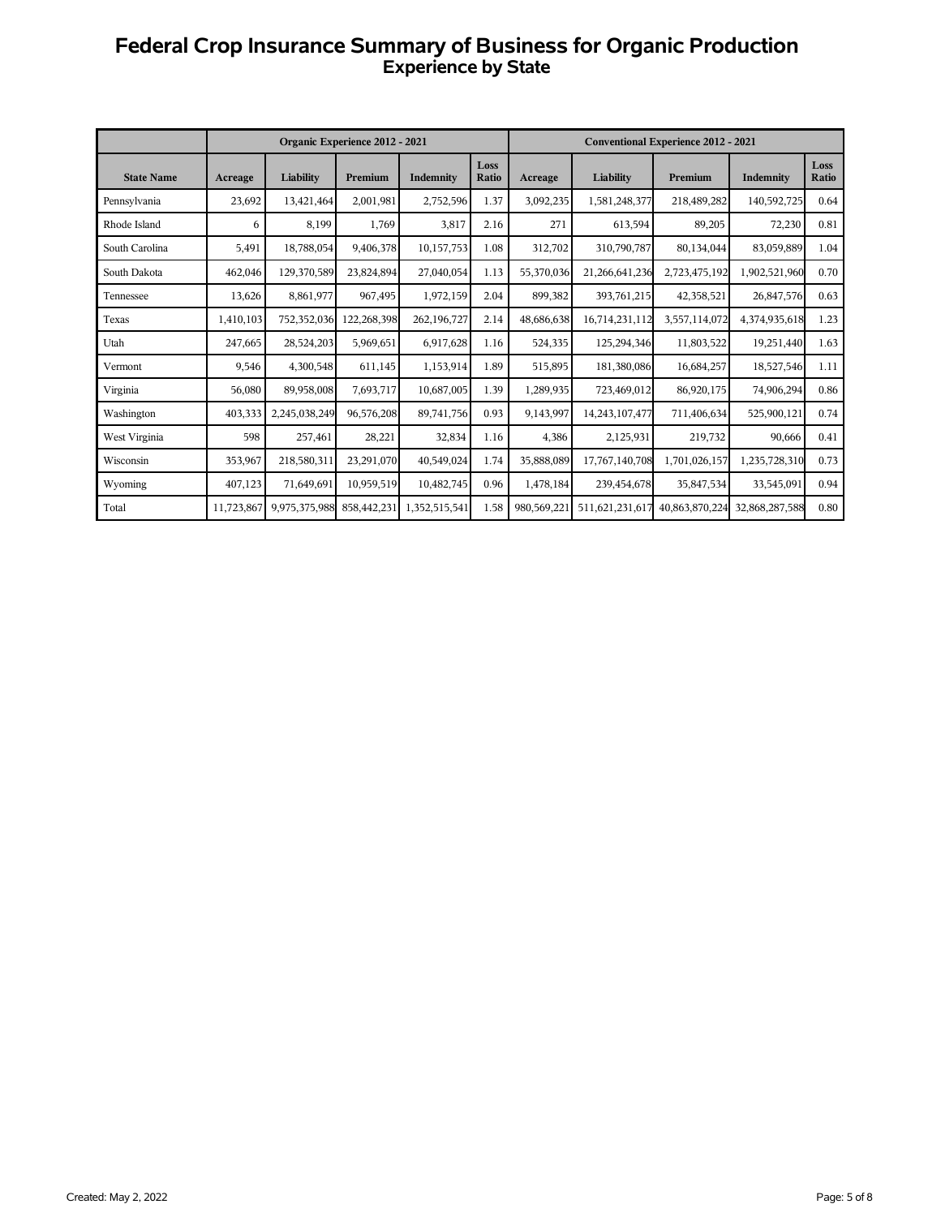# Federal Crop Insurance Summary of Business for Organic Production
## Experience by State

| | Organic Experience 2012 - 2021 | | | | | Conventional Experience 2012 - 2021 | | | | |
|---|---|---|---|---|---|---|---|---|---|---|
| State Name | Acreage | Liability | Premium | Indemnity | Loss Ratio | Acreage | Liability | Premium | Indemnity | Loss Ratio |
| Pennsylvania | 23,692 | 13,421,464 | 2,001,981 | 2,752,596 | 1.37 | 3,092,235 | 1,581,248,377 | 218,489,282 | 140,592,725 | 0.64 |
| Rhode Island | 6 | 8,199 | 1,769 | 3,817 | 2.16 | 271 | 613,594 | 89,205 | 72,230 | 0.81 |
| South Carolina | 5,491 | 18,788,054 | 9,406,378 | 10,157,753 | 1.08 | 312,702 | 310,790,787 | 80,134,044 | 83,059,889 | 1.04 |
| South Dakota | 462,046 | 129,370,589 | 23,824,894 | 27,040,054 | 1.13 | 55,370,036 | 21,266,641,236 | 2,723,475,192 | 1,902,521,960 | 0.70 |
| Tennessee | 13,626 | 8,861,977 | 967,495 | 1,972,159 | 2.04 | 899,382 | 393,761,215 | 42,358,521 | 26,847,576 | 0.63 |
| Texas | 1,410,103 | 752,352,036 | 122,268,398 | 262,196,727 | 2.14 | 48,686,638 | 16,714,231,112 | 3,557,114,072 | 4,374,935,618 | 1.23 |
| Utah | 247,665 | 28,524,203 | 5,969,651 | 6,917,628 | 1.16 | 524,335 | 125,294,346 | 11,803,522 | 19,251,440 | 1.63 |
| Vermont | 9,546 | 4,300,548 | 611,145 | 1,153,914 | 1.89 | 515,895 | 181,380,086 | 16,684,257 | 18,527,546 | 1.11 |
| Virginia | 56,080 | 89,958,008 | 7,693,717 | 10,687,005 | 1.39 | 1,289,935 | 723,469,012 | 86,920,175 | 74,906,294 | 0.86 |
| Washington | 403,333 | 2,245,038,249 | 96,576,208 | 89,741,756 | 0.93 | 9,143,997 | 14,243,107,477 | 711,406,634 | 525,900,121 | 0.74 |
| West Virginia | 598 | 257,461 | 28,221 | 32,834 | 1.16 | 4,386 | 2,125,931 | 219,732 | 90,666 | 0.41 |
| Wisconsin | 353,967 | 218,580,311 | 23,291,070 | 40,549,024 | 1.74 | 35,888,089 | 17,767,140,708 | 1,701,026,157 | 1,235,728,310 | 0.73 |
| Wyoming | 407,123 | 71,649,691 | 10,959,519 | 10,482,745 | 0.96 | 1,478,184 | 239,454,678 | 35,847,534 | 33,545,091 | 0.94 |
| Total | 11,723,867 | 9,975,375,988 | 858,442,231 | 1,352,515,541 | 1.58 | 980,569,221 | 511,621,231,617 | 40,863,870,224 | 32,868,287,588 | 0.80 |

Created: May 2, 2022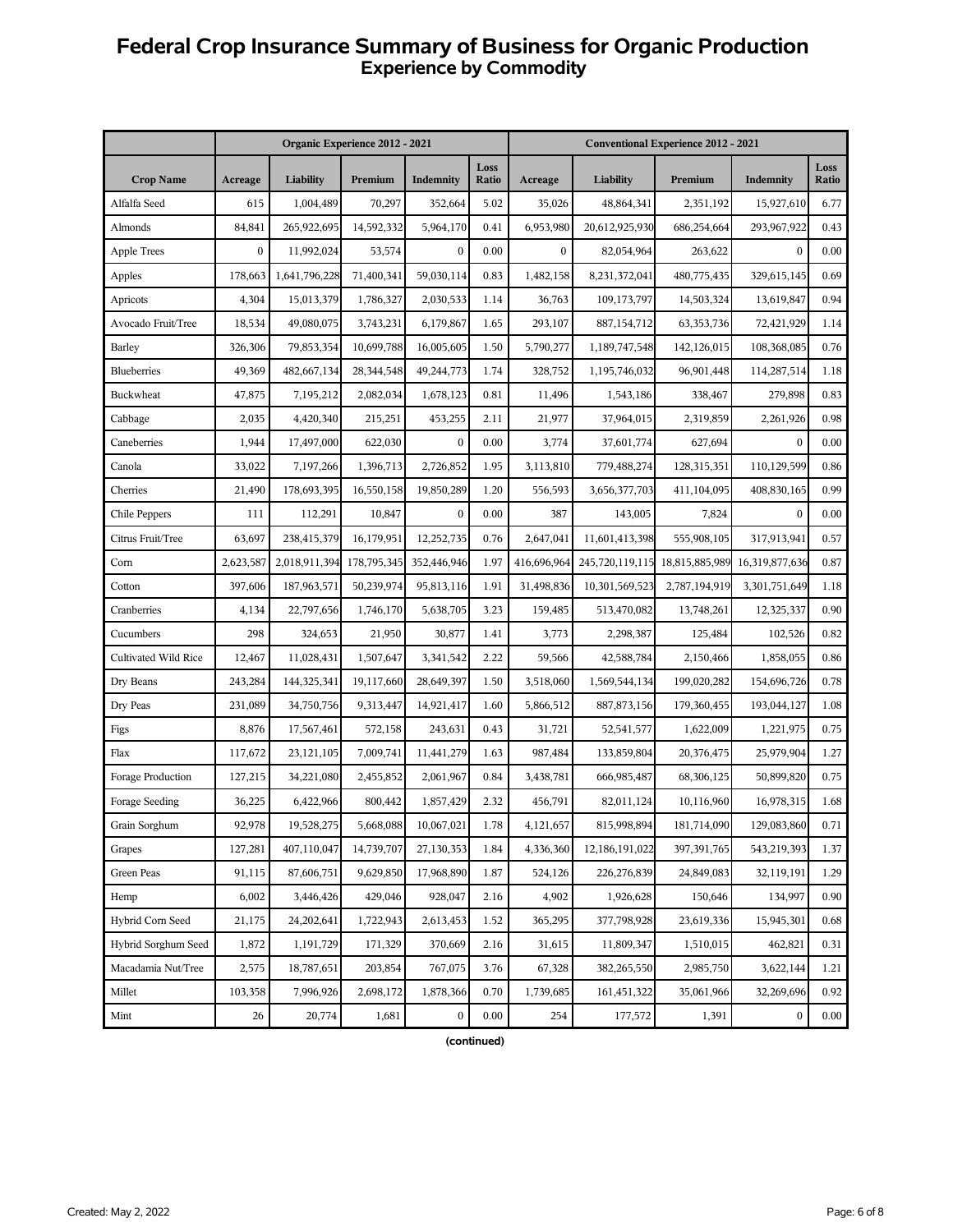# Federal Crop Insurance Summary of Business for Organic Production
## Experience by Commodity

| Crop Name | Organic Experience 2012 - 2021 | | | | | Conventional Experience 2012 - 2021 | | | | |
|---|---|---|---|---|---|---|---|---|---|---|
| | Acreage | Liability | Premium | Indemnity | Loss Ratio | Acreage | Liability | Premium | Indemnity | Loss Ratio |
| Alfalfa Seed | 615 | 1,004,489 | 70,297 | 352,664 | 5.02 | 35,026 | 48,864,341 | 2,351,192 | 15,927,610 | 6.77 |
| Almonds | 84,841 | 265,922,695 | 14,592,332 | 5,964,170 | 0.41 | 6,953,980 | 20,612,925,930 | 686,254,664 | 293,967,922 | 0.43 |
| Apple Trees | 0 | 11,992,024 | 53,574 | 0 | 0.00 | 0 | 82,054,964 | 263,622 | 0 | 0.00 |
| Apples | 178,663 | 1,641,796,228 | 71,400,341 | 59,030,114 | 0.83 | 1,482,158 | 8,231,372,041 | 480,775,435 | 329,615,145 | 0.69 |
| Apricots | 4,304 | 15,013,379 | 1,786,327 | 2,030,533 | 1.14 | 36,763 | 109,173,797 | 14,503,324 | 13,619,847 | 0.94 |
| Avocado Fruit/Tree | 18,534 | 49,080,075 | 3,743,231 | 6,179,867 | 1.65 | 293,107 | 887,154,712 | 63,353,736 | 72,421,929 | 1.14 |
| Barley | 326,306 | 79,853,354 | 10,699,788 | 16,005,605 | 1.50 | 5,790,277 | 1,189,747,548 | 142,126,015 | 108,368,085 | 0.76 |
| Blueberries | 49,369 | 482,667,134 | 28,344,548 | 49,244,773 | 1.74 | 328,752 | 1,195,746,032 | 96,901,448 | 114,287,514 | 1.18 |
| Buckwheat | 47,875 | 7,195,212 | 2,082,034 | 1,678,123 | 0.81 | 11,496 | 1,543,186 | 338,467 | 279,898 | 0.83 |
| Cabbage | 2,035 | 4,420,340 | 215,251 | 453,255 | 2.11 | 21,977 | 37,964,015 | 2,319,859 | 2,261,926 | 0.98 |
| Caneberries | 1,944 | 17,497,000 | 622,030 | 0 | 0.00 | 3,774 | 37,601,774 | 627,694 | 0 | 0.00 |
| Canola | 33,022 | 7,197,266 | 1,396,713 | 2,726,852 | 1.95 | 3,113,810 | 779,488,274 | 128,315,351 | 110,129,599 | 0.86 |
| Cherries | 21,490 | 178,693,395 | 16,550,158 | 19,850,289 | 1.20 | 556,593 | 3,656,377,703 | 411,104,095 | 408,830,165 | 0.99 |
| Chile Peppers | 111 | 112,291 | 10,847 | 0 | 0.00 | 387 | 143,005 | 7,824 | 0 | 0.00 |
| Citrus Fruit/Tree | 63,697 | 238,415,379 | 16,179,951 | 12,252,735 | 0.76 | 2,647,041 | 11,601,413,398 | 555,908,105 | 317,913,941 | 0.57 |
| Corn | 2,623,587 | 2,018,911,394 | 178,795,345 | 352,446,946 | 1.97 | 416,696,964 | 245,720,119,115 | 18,815,885,989 | 16,319,877,636 | 0.87 |
| Cotton | 397,606 | 187,963,571 | 50,239,974 | 95,813,116 | 1.91 | 31,498,836 | 10,301,569,523 | 2,787,194,919 | 3,301,751,649 | 1.18 |
| Cranberries | 4,134 | 22,797,656 | 1,746,170 | 5,638,705 | 3.23 | 159,485 | 513,470,082 | 13,748,261 | 12,325,337 | 0.90 |
| Cucumbers | 298 | 324,653 | 21,950 | 30,877 | 1.41 | 3,773 | 2,298,387 | 125,484 | 102,526 | 0.82 |
| Cultivated Wild Rice | 12,467 | 11,028,431 | 1,507,647 | 3,341,542 | 2.22 | 59,566 | 42,588,784 | 2,150,466 | 1,858,055 | 0.86 |
| Dry Beans | 243,284 | 144,325,341 | 19,117,660 | 28,649,397 | 1.50 | 3,518,060 | 1,569,544,134 | 199,020,282 | 154,696,726 | 0.78 |
| Dry Peas | 231,089 | 34,750,756 | 9,313,447 | 14,921,417 | 1.60 | 5,866,512 | 887,873,156 | 179,360,455 | 193,044,127 | 1.08 |
| Figs | 8,876 | 17,567,461 | 572,158 | 243,631 | 0.43 | 31,721 | 52,541,577 | 1,622,009 | 1,221,975 | 0.75 |
| Flax | 117,672 | 23,121,105 | 7,009,741 | 11,441,279 | 1.63 | 987,484 | 133,859,804 | 20,376,475 | 25,979,904 | 1.27 |
| Forage Production | 127,215 | 34,221,080 | 2,455,852 | 2,061,967 | 0.84 | 3,438,781 | 666,985,487 | 68,306,125 | 50,899,820 | 0.75 |
| Forage Seeding | 36,225 | 6,422,966 | 800,442 | 1,857,429 | 2.32 | 456,791 | 82,011,124 | 10,116,960 | 16,978,315 | 1.68 |
| Grain Sorghum | 92,978 | 19,528,275 | 5,668,088 | 10,067,021 | 1.78 | 4,121,657 | 815,998,894 | 181,714,090 | 129,083,860 | 0.71 |
| Grapes | 127,281 | 407,110,047 | 14,739,707 | 27,130,353 | 1.84 | 4,336,360 | 12,186,191,022 | 397,391,765 | 543,219,393 | 1.37 |
| Green Peas | 91,115 | 87,606,751 | 9,629,850 | 17,968,890 | 1.87 | 524,126 | 226,276,839 | 24,849,083 | 32,119,191 | 1.29 |
| Hemp | 6,002 | 3,446,426 | 429,046 | 928,047 | 2.16 | 4,902 | 1,926,628 | 150,646 | 134,997 | 0.90 |
| Hybrid Corn Seed | 21,175 | 24,202,641 | 1,722,943 | 2,613,453 | 1.52 | 365,295 | 377,798,928 | 23,619,336 | 15,945,301 | 0.68 |
| Hybrid Sorghum Seed | 1,872 | 1,191,729 | 171,329 | 370,669 | 2.16 | 31,615 | 11,809,347 | 1,510,015 | 462,821 | 0.31 |
| Macadamia Nut/Tree | 2,575 | 18,787,651 | 203,854 | 767,075 | 3.76 | 67,328 | 382,265,550 | 2,985,750 | 3,622,144 | 1.21 |
| Millet | 103,358 | 7,996,926 | 2,698,172 | 1,878,366 | 0.70 | 1,739,685 | 161,451,322 | 35,061,966 | 32,269,696 | 0.92 |
| Mint | 26 | 20,774 | 1,681 | 0 | 0.00 | 254 | 177,572 | 1,391 | 0 | 0.00 |

(continued)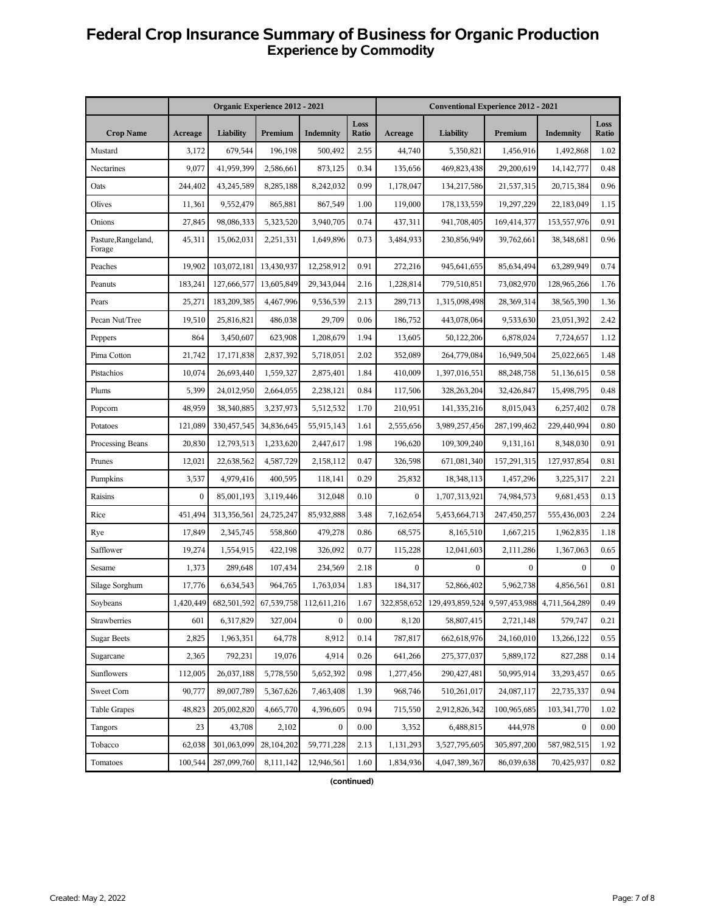# Federal Crop Insurance Summary of Business for Organic Production

## Experience by Commodity

| | Organic Experience 2012 - 2021 | | | | | Conventional Experience 2012 - 2021 | | | | |
|---|---|---|---|---|---|---|---|---|---|---|
| **Crop Name** | **Acreage** | **Liability** | **Premium** | **Indemnity** | **Loss Ratio** | **Acreage** | **Liability** | **Premium** | **Indemnity** | **Loss Ratio** |
| Mustard | 3,172 | 679,544 | 196,198 | 500,492 | 2.55 | 44,740 | 5,350,821 | 1,456,916 | 1,492,868 | 1.02 |
| Nectarines | 9,077 | 41,959,399 | 2,586,661 | 873,125 | 0.34 | 135,656 | 469,823,438 | 29,200,619 | 14,142,777 | 0.48 |
| Oats | 244,402 | 43,245,589 | 8,285,188 | 8,242,032 | 0.99 | 1,178,047 | 134,217,586 | 21,537,315 | 20,715,384 | 0.96 |
| Olives | 11,361 | 9,552,479 | 865,881 | 867,549 | 1.00 | 119,000 | 178,133,559 | 19,297,229 | 22,183,049 | 1.15 |
| Onions | 27,845 | 98,086,333 | 5,323,520 | 3,940,705 | 0.74 | 437,311 | 941,708,405 | 169,414,377 | 153,557,976 | 0.91 |
| Pasture,Rangeland, Forage | 45,311 | 15,062,031 | 2,251,331 | 1,649,896 | 0.73 | 3,484,933 | 230,856,949 | 39,762,661 | 38,348,681 | 0.96 |
| Peaches | 19,902 | 103,072,181 | 13,430,937 | 12,258,912 | 0.91 | 272,216 | 945,641,655 | 85,634,494 | 63,289,949 | 0.74 |
| Peanuts | 183,241 | 127,666,577 | 13,605,849 | 29,343,044 | 2.16 | 1,228,814 | 779,510,851 | 73,082,970 | 128,965,266 | 1.76 |
| Pears | 25,271 | 183,209,385 | 4,467,996 | 9,536,539 | 2.13 | 289,713 | 1,315,098,498 | 28,369,314 | 38,565,390 | 1.36 |
| Pecan Nut/Tree | 19,510 | 25,816,821 | 486,038 | 29,709 | 0.06 | 186,752 | 443,078,064 | 9,533,630 | 23,051,392 | 2.42 |
| Peppers | 864 | 3,450,607 | 623,908 | 1,208,679 | 1.94 | 13,605 | 50,122,206 | 6,878,024 | 7,724,657 | 1.12 |
| Pima Cotton | 21,742 | 17,171,838 | 2,837,392 | 5,718,051 | 2.02 | 352,089 | 264,779,084 | 16,949,504 | 25,022,665 | 1.48 |
| Pistachios | 10,074 | 26,693,440 | 1,559,327 | 2,875,401 | 1.84 | 410,009 | 1,397,016,551 | 88,248,758 | 51,136,615 | 0.58 |
| Plums | 5,399 | 24,012,950 | 2,664,055 | 2,238,121 | 0.84 | 117,506 | 328,263,204 | 32,426,847 | 15,498,795 | 0.48 |
| Popcorn | 48,959 | 38,340,885 | 3,237,973 | 5,512,532 | 1.70 | 210,951 | 141,335,216 | 8,015,043 | 6,257,402 | 0.78 |
| Potatoes | 121,089 | 330,457,545 | 34,836,645 | 55,915,143 | 1.61 | 2,555,656 | 3,989,257,456 | 287,199,462 | 229,440,994 | 0.80 |
| Processing Beans | 20,830 | 12,793,513 | 1,233,620 | 2,447,617 | 1.98 | 196,620 | 109,309,240 | 9,131,161 | 8,348,030 | 0.91 |
| Prunes | 12,021 | 22,638,562 | 4,587,729 | 2,158,112 | 0.47 | 326,598 | 671,081,340 | 157,291,315 | 127,937,854 | 0.81 |
| Pumpkins | 3,537 | 4,979,416 | 400,595 | 118,141 | 0.29 | 25,832 | 18,348,113 | 1,457,296 | 3,225,317 | 2.21 |
| Raisins | 0 | 85,001,193 | 3,119,446 | 312,048 | 0.10 | 0 | 1,707,313,921 | 74,984,573 | 9,681,453 | 0.13 |
| Rice | 451,494 | 313,356,561 | 24,725,247 | 85,932,888 | 3.48 | 7,162,654 | 5,453,664,713 | 247,450,257 | 555,436,003 | 2.24 |
| Rye | 17,849 | 2,345,745 | 558,860 | 479,278 | 0.86 | 68,575 | 8,165,510 | 1,667,215 | 1,962,835 | 1.18 |
| Safflower | 19,274 | 1,554,915 | 422,198 | 326,092 | 0.77 | 115,228 | 12,041,603 | 2,111,286 | 1,367,063 | 0.65 |
| Sesame | 1,373 | 289,648 | 107,434 | 234,569 | 2.18 | 0 | 0 | 0 | 0 | 0 |
| Silage Sorghum | 17,776 | 6,634,543 | 964,765 | 1,763,034 | 1.83 | 184,317 | 52,866,402 | 5,962,738 | 4,856,561 | 0.81 |
| Soybeans | 1,420,449 | 682,501,592 | 67,539,758 | 112,611,216 | 1.67 | 322,858,652 | 129,493,859,524 | 9,597,453,988 | 4,711,564,289 | 0.49 |
| Strawberries | 601 | 6,317,829 | 327,004 | 0 | 0.00 | 8,120 | 58,807,415 | 2,721,148 | 579,747 | 0.21 |
| Sugar Beets | 2,825 | 1,963,351 | 64,778 | 8,912 | 0.14 | 787,817 | 662,618,976 | 24,160,010 | 13,266,122 | 0.55 |
| Sugarcane | 2,365 | 792,231 | 19,076 | 4,914 | 0.26 | 641,266 | 275,377,037 | 5,889,172 | 827,288 | 0.14 |
| Sunflowers | 112,005 | 26,037,188 | 5,778,550 | 5,652,392 | 0.98 | 1,277,456 | 290,427,481 | 50,995,914 | 33,293,457 | 0.65 |
| Sweet Corn | 90,777 | 89,007,789 | 5,367,626 | 7,463,408 | 1.39 | 968,746 | 510,261,017 | 24,087,117 | 22,735,337 | 0.94 |
| Table Grapes | 48,823 | 205,002,820 | 4,665,770 | 4,396,605 | 0.94 | 715,550 | 2,912,826,342 | 100,965,685 | 103,341,770 | 1.02 |
| Tangors | 23 | 43,708 | 2,102 | 0 | 0.00 | 3,352 | 6,488,815 | 444,978 | 0 | 0.00 |
| Tobacco | 62,038 | 301,063,099 | 28,104,202 | 59,771,228 | 2.13 | 1,131,293 | 3,527,795,605 | 305,897,200 | 587,982,515 | 1.92 |
| Tomatoes | 100,544 | 287,099,760 | 8,111,142 | 12,946,561 | 1.60 | 1,834,936 | 4,047,389,367 | 86,039,638 | 70,425,937 | 0.82 |

(continued)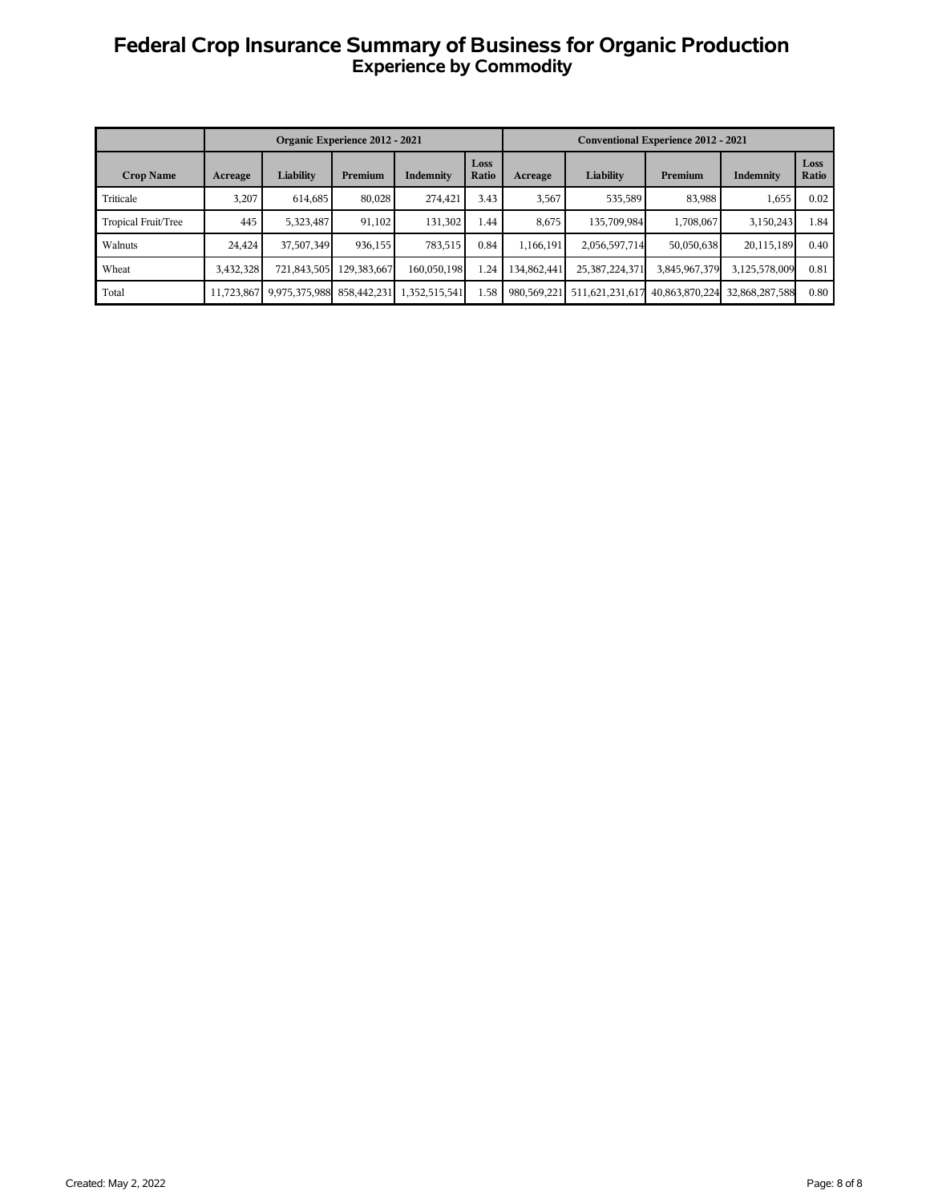# Federal Crop Insurance Summary of Business for Organic Production
## Experience by Commodity

| | Organic Experience 2012 - 2021 | | | | | Conventional Experience 2012 - 2021 | | | | |
|---|---|---|---|---|---|---|---|---|---|---|
| Crop Name | Acreage | Liability | Premium | Indemnity | Loss Ratio | Acreage | Liability | Premium | Indemnity | Loss Ratio |
| Triticale | 3,207 | 614,685 | 80,028 | 274,421 | 3.43 | 3,567 | 535,589 | 83,988 | 1,655 | 0.02 |
| Tropical Fruit/Tree | 445 | 5,323,487 | 91,102 | 131,302 | 1.44 | 8,675 | 135,709,984 | 1,708,067 | 3,150,243 | 1.84 |
| Walnuts | 24,424 | 37,507,349 | 936,155 | 783,515 | 0.84 | 1,166,191 | 2,056,597,714 | 50,050,638 | 20,115,189 | 0.40 |
| Wheat | 3,432,328 | 721,843,505 | 129,383,667 | 160,050,198 | 1.24 | 134,862,441 | 25,387,224,371 | 3,845,967,379 | 3,125,578,009 | 0.81 |
| Total | 11,723,867 | 9,975,375,988 | 858,442,231 | 1,352,515,541 | 1.58 | 980,569,221 | 511,621,231,617 | 40,863,870,224 | 32,868,287,588 | 0.80 |

Created: May 2, 2022